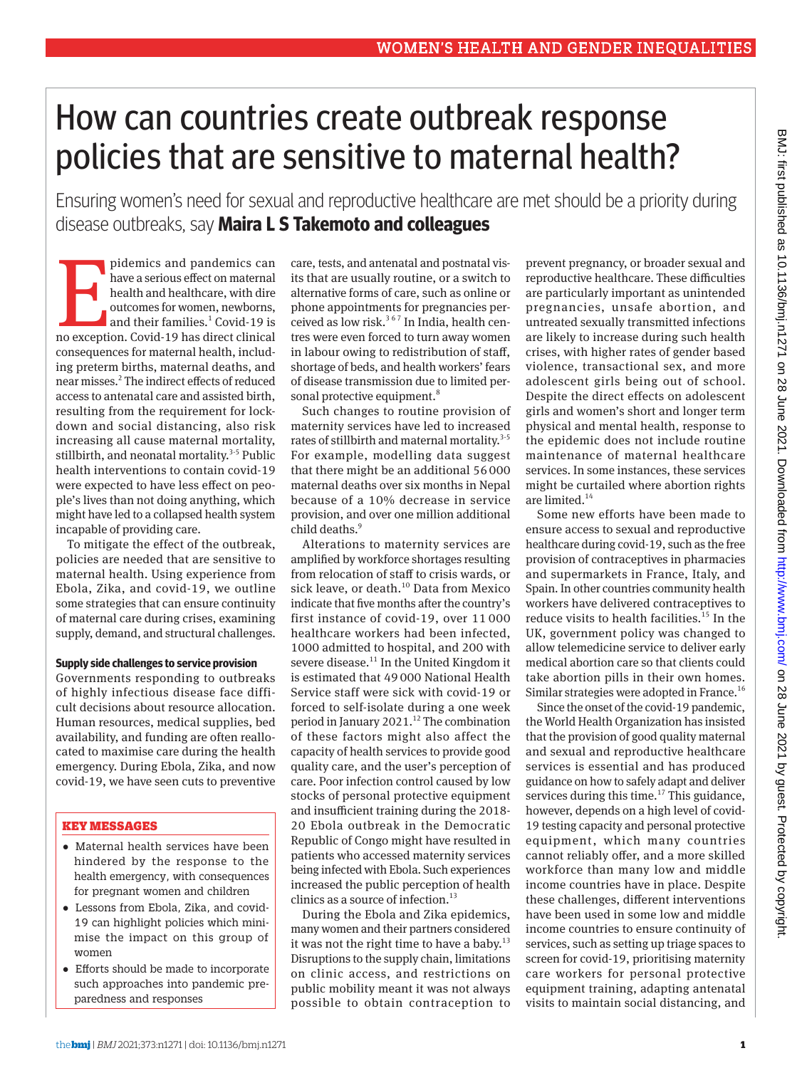# How can countries create outbreak response policies that are sensitive to maternal health?

Ensuring women's need for sexual and reproductive healthcare are met should be a priority during disease outbreaks, say **Maira L S Takemoto and colleagues**

Epidemics and pandemics can have a serious effect on maternal health and healthcare, with dire outcomes for women, newborns, and their families.[1] Covid-19 is no exception. Covid-19 has direct clinical consequences for maternal health, including preterm births, maternal deaths, and near misses.[2] The indirect effects of reduced access to antenatal care and assisted birth, resulting from the requirement for lockdown and social distancing, also risk increasing all cause maternal mortality, stillbirth, and neonatal mortality.[3-5] Public health interventions to contain covid-19 were expected to have less effect on people's lives than not doing anything, which might have led to a collapsed health system incapable of providing care.

To mitigate the effect of the outbreak, policies are needed that are sensitive to maternal health. Using experience from Ebola, Zika, and covid-19, we outline some strategies that can ensure continuity of maternal care during crises, examining supply, demand, and structural challenges.

### KEY MESSAGES

- Maternal health services have been hindered by the response to the health emergency, with consequences for pregnant women and children
- Lessons from Ebola, Zika, and covid-19 can highlight policies which minimise the impact on this group of women
- Efforts should be made to incorporate such approaches into pandemic preparedness and responses

## Supply side challenges to service provision

Governments responding to outbreaks of highly infectious disease face difficult decisions about resource allocation. Human resources, medical supplies, bed availability, and funding are often reallocated to maximise care during the health emergency. During Ebola, Zika, and now covid-19, we have seen cuts to preventive care, tests, and antenatal and postnatal visits that are usually routine, or a switch to alternative forms of care, such as online or phone appointments for pregnancies perceived as low risk.[3 6 7] In India, health centres were even forced to turn away women in labour owing to redistribution of staff, shortage of beds, and health workers' fears of disease transmission due to limited personal protective equipment.[8]

Such changes to routine provision of maternity services have led to increased rates of stillbirth and maternal mortality.[3-5] For example, modelling data suggest that there might be an additional 56 000 maternal deaths over six months in Nepal because of a 10% decrease in service provision, and over one million additional child deaths.[9]

Alterations to maternity services are amplified by workforce shortages resulting from relocation of staff to crisis wards, or sick leave, or death.[10] Data from Mexico indicate that five months after the country's first instance of covid-19, over 11 000 healthcare workers had been infected, 1000 admitted to hospital, and 200 with severe disease.[11] In the United Kingdom it is estimated that 49 000 National Health Service staff were sick with covid-19 or forced to self-isolate during a one week period in January 2021.[12] The combination of these factors might also affect the capacity of health services to provide good quality care, and the user's perception of care. Poor infection control caused by low stocks of personal protective equipment and insufficient training during the 2018-20 Ebola outbreak in the Democratic Republic of Congo might have resulted in patients who accessed maternity services being infected with Ebola. Such experiences increased the public perception of health clinics as a source of infection.[13]

During the Ebola and Zika epidemics, many women and their partners considered it was not the right time to have a baby.[13] Disruptions to the supply chain, limitations on clinic access, and restrictions on public mobility meant it was not always possible to obtain contraception to prevent pregnancy, or broader sexual and reproductive healthcare. These difficulties are particularly important as unintended pregnancies, unsafe abortion, and untreated sexually transmitted infections are likely to increase during such health crises, with higher rates of gender based violence, transactional sex, and more adolescent girls being out of school. Despite the direct effects on adolescent girls and women's short and longer term physical and mental health, response to the epidemic does not include routine maintenance of maternal healthcare services. In some instances, these services might be curtailed where abortion rights are limited.[14]

Some new efforts have been made to ensure access to sexual and reproductive healthcare during covid-19, such as the free provision of contraceptives in pharmacies and supermarkets in France, Italy, and Spain. In other countries community health workers have delivered contraceptives to reduce visits to health facilities.[15] In the UK, government policy was changed to allow telemedicine service to deliver early medical abortion care so that clients could take abortion pills in their own homes. Similar strategies were adopted in France.[16]

Since the onset of the covid-19 pandemic, the World Health Organization has insisted that the provision of good quality maternal and sexual and reproductive healthcare services is essential and has produced guidance on how to safely adapt and deliver services during this time.[17] This guidance, however, depends on a high level of covid-19 testing capacity and personal protective equipment, which many countries cannot reliably offer, and a more skilled workforce than many low and middle income countries have in place. Despite these challenges, different interventions have been used in some low and middle income countries to ensure continuity of services, such as setting up triage spaces to screen for covid-19, prioritising maternity care workers for personal protective equipment training, adapting antenatal visits to maintain social distancing, and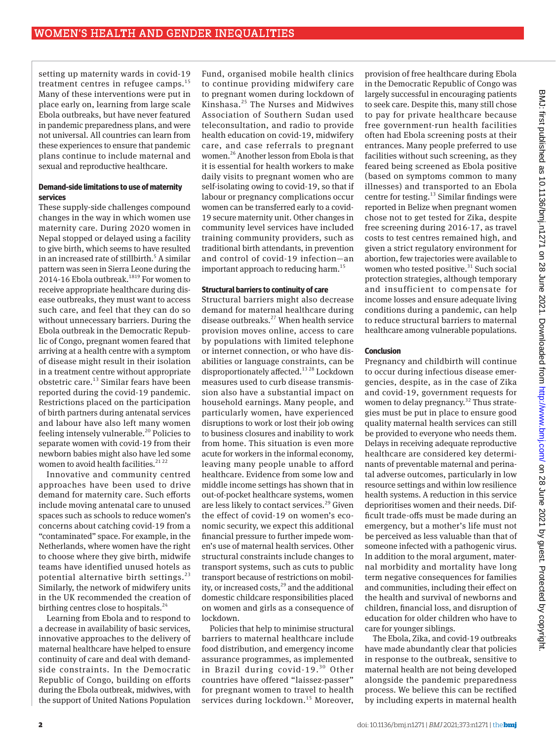setting up maternity wards in covid-19 treatment centres in refugee camps.[15] Many of these interventions were put in place early on, learning from large scale Ebola outbreaks, but have never featured in pandemic preparedness plans, and were not universal. All countries can learn from these experiences to ensure that pandemic plans continue to include maternal and sexual and reproductive healthcare.

### Demand-side limitations to use of maternity services

These supply-side challenges compound changes in the way in which women use maternity care. During 2020 women in Nepal stopped or delayed using a facility to give birth, which seems to have resulted in an increased rate of stillbirth.[5] A similar pattern was seen in Sierra Leone during the 2014-16 Ebola outbreak.[18,19] For women to receive appropriate healthcare during disease outbreaks, they must want to access such care, and feel that they can do so without unnecessary barriers. During the Ebola outbreak in the Democratic Republic of Congo, pregnant women feared that arriving at a health centre with a symptom of disease might result in their isolation in a treatment centre without appropriate obstetric care.[13] Similar fears have been reported during the covid-19 pandemic. Restrictions placed on the participation of birth partners during antenatal services and labour have also left many women feeling intensely vulnerable.[20] Policies to separate women with covid-19 from their newborn babies might also have led some women to avoid health facilities.[21,22]

Innovative and community centred approaches have been used to drive demand for maternity care. Such efforts include moving antenatal care to unused spaces such as schools to reduce women's concerns about catching covid-19 from a "contaminated" space. For example, in the Netherlands, where women have the right to choose where they give birth, midwife teams have identified unused hotels as potential alternative birth settings.[23] Similarly, the network of midwifery units in the UK recommended the creation of birthing centres close to hospitals.[24]

Learning from Ebola and to respond to a decrease in availability of basic services, innovative approaches to the delivery of maternal healthcare have helped to ensure continuity of care and deal with demand-side constraints. In the Democratic Republic of Congo, building on efforts during the Ebola outbreak, midwives, with the support of United Nations Population Fund, organised mobile health clinics to continue providing midwifery care to pregnant women during lockdown of Kinshasa.[25] The Nurses and Midwives Association of Southern Sudan used teleconsultation, and radio to provide health education on covid-19, midwifery care, and case referrals to pregnant women.[26] Another lesson from Ebola is that it is essential for health workers to make daily visits to pregnant women who are self-isolating owing to covid-19, so that if labour or pregnancy complications occur women can be transferred early to a covid-19 secure maternity unit. Other changes in community level services have included training community providers, such as traditional birth attendants, in prevention and control of covid-19 infection—an important approach to reducing harm.[15]

### Structural barriers to continuity of care

Structural barriers might also decrease demand for maternal healthcare during disease outbreaks.[27] When health service provision moves online, access to care by populations with limited telephone or internet connection, or who have disabilities or language constraints, can be disproportionately affected.[13,28] Lockdown measures used to curb disease transmission also have a substantial impact on household earnings. Many people, and particularly women, have experienced disruptions to work or lost their job owing to business closures and inability to work from home. This situation is even more acute for workers in the informal economy, leaving many people unable to afford healthcare. Evidence from some low and middle income settings has shown that in out-of-pocket healthcare systems, women are less likely to contact services.[29] Given the effect of covid-19 on women's economic security, we expect this additional financial pressure to further impede women's use of maternal health services. Other structural constraints include changes to transport systems, such as cuts to public transport because of restrictions on mobility, or increased costs,[29] and the additional domestic childcare responsibilities placed on women and girls as a consequence of lockdown.

Policies that help to minimise structural barriers to maternal healthcare include food distribution, and emergency income assurance programmes, as implemented in Brazil during covid-19.[30] Other countries have offered "laissez-passer" for pregnant women to travel to health services during lockdown.[15] Moreover, provision of free healthcare during Ebola in the Democratic Republic of Congo was largely successful in encouraging patients to seek care. Despite this, many still chose to pay for private healthcare because free government-run health facilities often had Ebola screening posts at their entrances. Many people preferred to use facilities without such screening, as they feared being screened as Ebola positive (based on symptoms common to many illnesses) and transported to an Ebola centre for testing.[13] Similar findings were reported in Belize when pregnant women chose not to get tested for Zika, despite free screening during 2016-17, as travel costs to test centres remained high, and given a strict regulatory environment for abortion, few trajectories were available to women who tested positive.[31] Such social protection strategies, although temporary and insufficient to compensate for income losses and ensure adequate living conditions during a pandemic, can help to reduce structural barriers to maternal healthcare among vulnerable populations.

### Conclusion

Pregnancy and childbirth will continue to occur during infectious disease emergencies, despite, as in the case of Zika and covid-19, government requests for women to delay pregnancy.[32] Thus strategies must be put in place to ensure good quality maternal health services can still be provided to everyone who needs them. Delays in receiving adequate reproductive healthcare are considered key determinants of preventable maternal and perinatal adverse outcomes, particularly in low resource settings and within low resilience health systems. A reduction in this service deprioritises women and their needs. Difficult trade-offs must be made during an emergency, but a mother's life must not be perceived as less valuable than that of someone infected with a pathogenic virus. In addition to the moral argument, maternal morbidity and mortality have long term negative consequences for families and communities, including their effect on the health and survival of newborns and children, financial loss, and disruption of education for older children who have to care for younger siblings.

The Ebola, Zika, and covid-19 outbreaks have made abundantly clear that policies in response to the outbreak, sensitive to maternal health are not being developed alongside the pandemic preparedness process. We believe this can be rectified by including experts in maternal health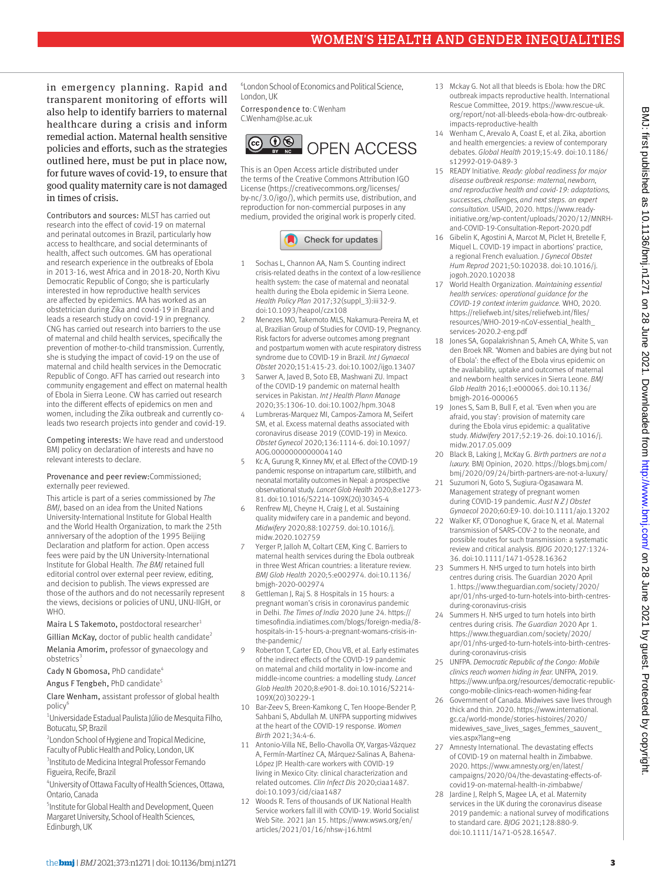in emergency planning. Rapid and transparent monitoring of efforts will also help to identify barriers to maternal healthcare during a crisis and inform remedial action. Maternal health sensitive policies and efforts, such as the strategies outlined here, must be put in place now, for future waves of covid-19, to ensure that good quality maternity care is not damaged in times of crisis.

Contributors and sources: MLST has carried out research into the effect of covid-19 on maternal and perinatal outcomes in Brazil, particularly how access to healthcare, and social determinants of health, affect such outcomes. GM has operational and research experience in the outbreaks of Ebola in 2013-16, west Africa and in 2018-20, North Kivu Democratic Republic of Congo; she is particularly interested in how reproductive health services are affected by epidemics. MA has worked as an obstetrician during Zika and covid-19 in Brazil and leads a research study on covid-19 in pregnancy. CNG has carried out research into barriers to the use of maternal and child health services, specifically the prevention of mother-to-child transmission. Currently, she is studying the impact of covid-19 on the use of maternal and child health services in the Democratic Republic of Congo. AFT has carried out research into community engagement and effect on maternal health of Ebola in Sierra Leone. CW has carried out research into the different effects of epidemics on men and women, including the Zika outbreak and currently co-leads two research projects into gender and covid-19.

Competing interests: We have read and understood BMJ policy on declaration of interests and have no relevant interests to declare.

Provenance and peer review: Commissioned; externally peer reviewed.

This article is part of a series commissioned by *The BMJ*, based on an idea from the United Nations University-International Institute for Global Health and the World Health Organization, to mark the 25th anniversary of the adoption of the 1995 Beijing Declaration and platform for action. Open access fees were paid by the UN University-International Institute for Global Health. *The BMJ* retained full editorial control over external peer review, editing, and decision to publish. The views expressed are those of the authors and do not necessarily represent the views, decisions or policies of UNU, UNU-IIGH, or WHO.

Maira L S Takemoto, postdoctoral researcher[1]

Gillian McKay, doctor of public health candidate[2]

Melania Amorim, professor of gynaecology and obstetrics[3]

Cady N Gbomosa, PhD candidate[4]

Angus F Tengbeh, PhD candidate[5]

Clare Wenham, assistant professor of global health policy[6]

[1]Universidade Estadual Paulista Júlio de Mesquita Filho, Botucatu, SP, Brazil

[2]London School of Hygiene and Tropical Medicine, Faculty of Public Health and Policy, London, UK

[3]Instituto de Medicina Integral Professor Fernando Figueira, Recife, Brazil

[4]University of Ottawa Faculty of Health Sciences, Ottawa, Ontario, Canada

[5]Institute for Global Health and Development, Queen Margaret University, School of Health Sciences, Edinburgh, UK

[6]London School of Economics and Political Science, London, UK

Correspondence to: C Wenham C.Wenham@lse.ac.uk

OPEN ACCESS

This is an Open Access article distributed under the terms of the Creative Commons Attribution IGO License (https://creativecommons.org/licenses/by-nc/3.0/igo/), which permits use, distribution, and reproduction for non-commercial purposes in any medium, provided the original work is properly cited.

1. Sochas L, Channon AA, Nam S. Counting indirect crisis-related deaths in the context of a low-resilience health system: the case of maternal and neonatal health during the Ebola epidemic in Sierra Leone. *Health Policy Plan* 2017;32(suppl_3):iii32-9. doi:10.1093/heapol/czx108
2. Menezes MO, Takemoto MLS, Nakamura-Pereira M, et al, Brazilian Group of Studies for COVID-19, Pregnancy. Risk factors for adverse outcomes among pregnant and postpartum women with acute respiratory distress syndrome due to COVID-19 in Brazil. *Int J Gynaecol Obstet* 2020;151:415-23. doi:10.1002/ijgo.13407
3. Sarwer A, Javed B, Soto EB, Mashwani ZU. Impact of the COVID-19 pandemic on maternal health services in Pakistan. *Int J Health Plann Manage* 2020;35:1306-10. doi:10.1002/hpm.3048
4. Lumbreras-Marquez MI, Campos-Zamora M, Seifert SM, et al. Excess maternal deaths associated with coronavirus disease 2019 (COVID-19) in Mexico. *Obstet Gynecol* 2020;136:1114-6. doi:10.1097/AOG.0000000000004140
5. Kc A, Gurung R, Kinney MV, et al. Effect of the COVID-19 pandemic response on intrapartum care, stillbirth, and neonatal mortality outcomes in Nepal: a prospective observational study. *Lancet Glob Health* 2020;8:e1273-81. doi:10.1016/S2214-109X(20)30345-4
6. Renfrew MJ, Cheyne H, Craig J, et al. Sustaining quality midwifery care in a pandemic and beyond. *Midwifery* 2020;88:102759. doi:10.1016/j.midw.2020.102759
7. Yerger P, Jalloh M, Coltart CEM, King C. Barriers to maternal health services during the Ebola outbreak in three West African countries: a literature review. *BMJ Glob Health* 2020;5:e002974. doi:10.1136/bmjgh-2020-002974
8. Gettleman J, Raj S. 8 Hospitals in 15 hours: a pregnant woman's crisis in coronavirus pandemic in Delhi. *The Times of India* 2020 June 24. https://timesofindia.indiatimes.com/blogs/foreign-media/8-hospitals-in-15-hours-a-pregnant-womans-crisis-in-the-pandemic/
9. Roberton T, Carter ED, Chou VB, et al. Early estimates of the indirect effects of the COVID-19 pandemic on maternal and child mortality in low-income and middle-income countries: a modelling study. *Lancet Glob Health* 2020;8:e901-8. doi:10.1016/S2214-109X(20)30229-1
10. Bar-Zeev S, Breen-Kamkong C, Ten Hoope-Bender P, Sahbani S, Abdullah M. UNFPA supporting midwives at the heart of the COVID-19 response. *Women Birth* 2021;34:4-6.
11. Antonio-Villa NE, Bello-Chavolla OY, Vargas-Vázquez A, Fermín-Martínez CA, Márquez-Salinas A, Bahena-López JP. Health-care workers with COVID-19 living in Mexico City: clinical characterization and related outcomes. *Clin Infect Dis* 2020;ciaa1487. doi:10.1093/cid/ciaa1487
12. Woods R. Tens of thousands of UK National Health Service workers fall ill with COVID-19. World Socialist Web Site. 2021 Jan 15. https://www.wsws.org/en/articles/2021/01/16/nhsw-j16.html
13. Mckay G. Not all that bleeds is Ebola: how the DRC outbreak impacts reproductive health. International Rescue Committee, 2019. https://www.rescue-uk.org/report/not-all-bleeds-ebola-how-drc-outbreak-impacts-reproductive-health
14. Wenham C, Arevalo A, Coast E, et al. Zika, abortion and health emergencies: a review of contemporary debates. *Global Health* 2019;15:49. doi:10.1186/s12992-019-0489-3
15. READY Initiative. *Ready: global readiness for major disease outbreak response: maternal, newborn, and reproductive health and covid-19: adaptations, successes, challenges, and next steps. an expert consultation.* USAID, 2020. https://www.ready-initiative.org/wp-content/uploads/2020/12/MNRH-and-COVID-19-Consultation-Report-2020.pdf
16. Gibelin K, Agostini A, Marcot M, Piclet H, Bretelle F, Miquel L. COVID-19 impact in abortions' practice, a regional French evaluation. *J Gynecol Obstet Hum Reprod* 2021;50:102038. doi:10.1016/j.jogoh.2020.102038
17. World Health Organization. *Maintaining essential health services: operational guidance for the COVID-19 context interim guidance.* WHO, 2020. https://reliefweb.int/sites/reliefweb.int/files/resources/WHO-2019-nCoV-essential_health_services-2020.2-eng.pdf
18. Jones SA, Gopalakrishnan S, Ameh CA, White S, van den Broek NR. 'Women and babies are dying but not of Ebola': the effect of the Ebola virus epidemic on the availability, uptake and outcomes of maternal and newborn health services in Sierra Leone. *BMJ Glob Health* 2016;1:e000065. doi:10.1136/bmjgh-2016-000065
19. Jones S, Sam B, Bull F, et al. 'Even when you are afraid, you stay': provision of maternity care during the Ebola virus epidemic: a qualitative study. *Midwifery* 2017;52:19-26. doi:10.1016/j.midw.2017.05.009
20. Black B, Laking J, McKay G. *Birth partners are not a luxury.* BMJ Opinion, 2020. https://blogs.bmj.com/bmj/2020/09/24/birth-partners-are-not-a-luxury/
21. Suzumori N, Goto S, Sugiura-Ogasawara M. Management strategy of pregnant women during COVID-19 pandemic. *Aust N Z J Obstet Gynaecol* 2020;60:E9-10. doi:10.1111/ajo.13202
22. Walker KF, O'Donoghue K, Grace N, et al. Maternal transmission of SARS-COV-2 to the neonate, and possible routes for such transmission: a systematic review and critical analysis. *BJOG* 2020;127:1324-36. doi:10.1111/1471-0528.16362
23. Summers H. NHS urged to turn hotels into birth centres during crisis. The Guardian 2020 April 1. https://www.theguardian.com/society/2020/apr/01/nhs-urged-to-turn-hotels-into-birth-centres-during-coronavirus-crisis
24. Summers H. NHS urged to turn hotels into birth centres during crisis. *The Guardian* 2020 Apr 1. https://www.theguardian.com/society/2020/apr/01/nhs-urged-to-turn-hotels-into-birth-centres-during-coronavirus-crisis
25. UNFPA. *Democratic Republic of the Congo: Mobile clinics reach women hiding in fear.* UNFPA, 2019. https://www.unfpa.org/resources/democratic-republic-congo-mobile-clinics-reach-women-hiding-fear
26. Government of Canada. Midwives save lives through thick and thin. 2020. https://www.international.gc.ca/world-monde/stories-histoires/2020/midwives_save_lives_sages_femmes_sauvent_vies.aspx?lang=eng
27. Amnesty International. The devastating effects of COVID-19 on maternal health in Zimbabwe. 2020. https://www.amnesty.org/en/latest/campaigns/2020/04/the-devastating-effects-of-covid19-on-maternal-health-in-zimbabwe/
28. Jardine J, Relph S, Magee LA, et al. Maternity services in the UK during the coronavirus disease 2019 pandemic: a national survey of modifications to standard care. *BJOG* 2021;128:880-9. doi:10.1111/1471-0528.16547.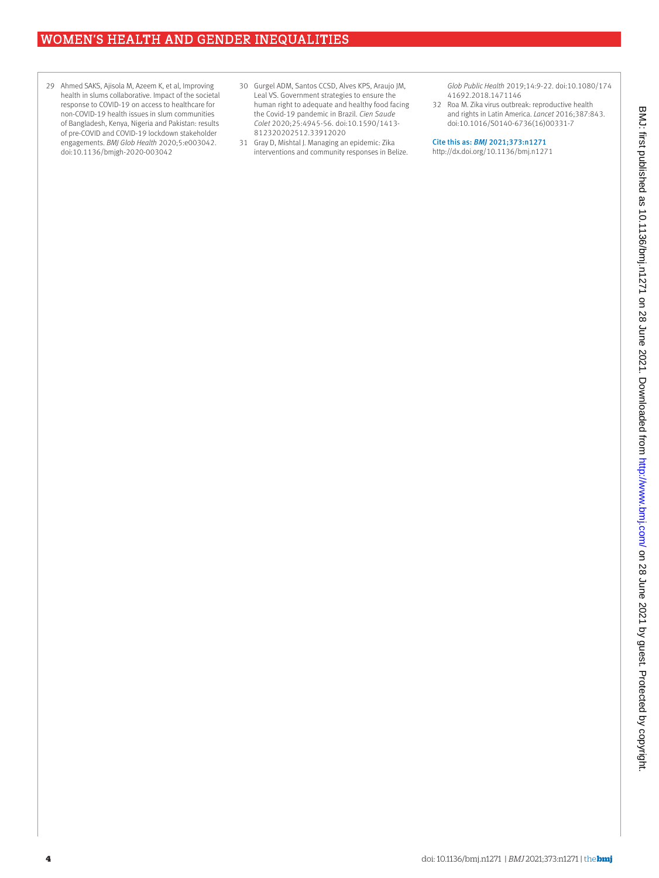29 Ahmed SAKS, Ajisola M, Azeem K, et al, Improving health in slums collaborative. Impact of the societal response to COVID-19 on access to healthcare for non-COVID-19 health issues in slum communities of Bangladesh, Kenya, Nigeria and Pakistan: results of pre-COVID and COVID-19 lockdown stakeholder engagements. *BMJ Glob Health* 2020;5:e003042. doi:10.1136/bmjgh-2020-003042

30 Gurgel ADM, Santos CCSD, Alves KPS, Araujo JM, Leal VS. Government strategies to ensure the human right to adequate and healthy food facing the Covid-19 pandemic in Brazil. *Cien Saude Colet* 2020;25:4945-56. doi:10.1590/1413-812320202512.33912020

31 Gray D, Mishtal J. Managing an epidemic: Zika interventions and community responses in Belize. *Glob Public Health* 2019;14:9-22. doi:10.1080/17441692.2018.1471146

32 Roa M. Zika virus outbreak: reproductive health and rights in Latin America. *Lancet* 2016;387:843. doi:10.1016/S0140-6736(16)00331-7

**Cite this as: *BMJ* 2021;373:n1271**
http://dx.doi.org/10.1136/bmj.n1271